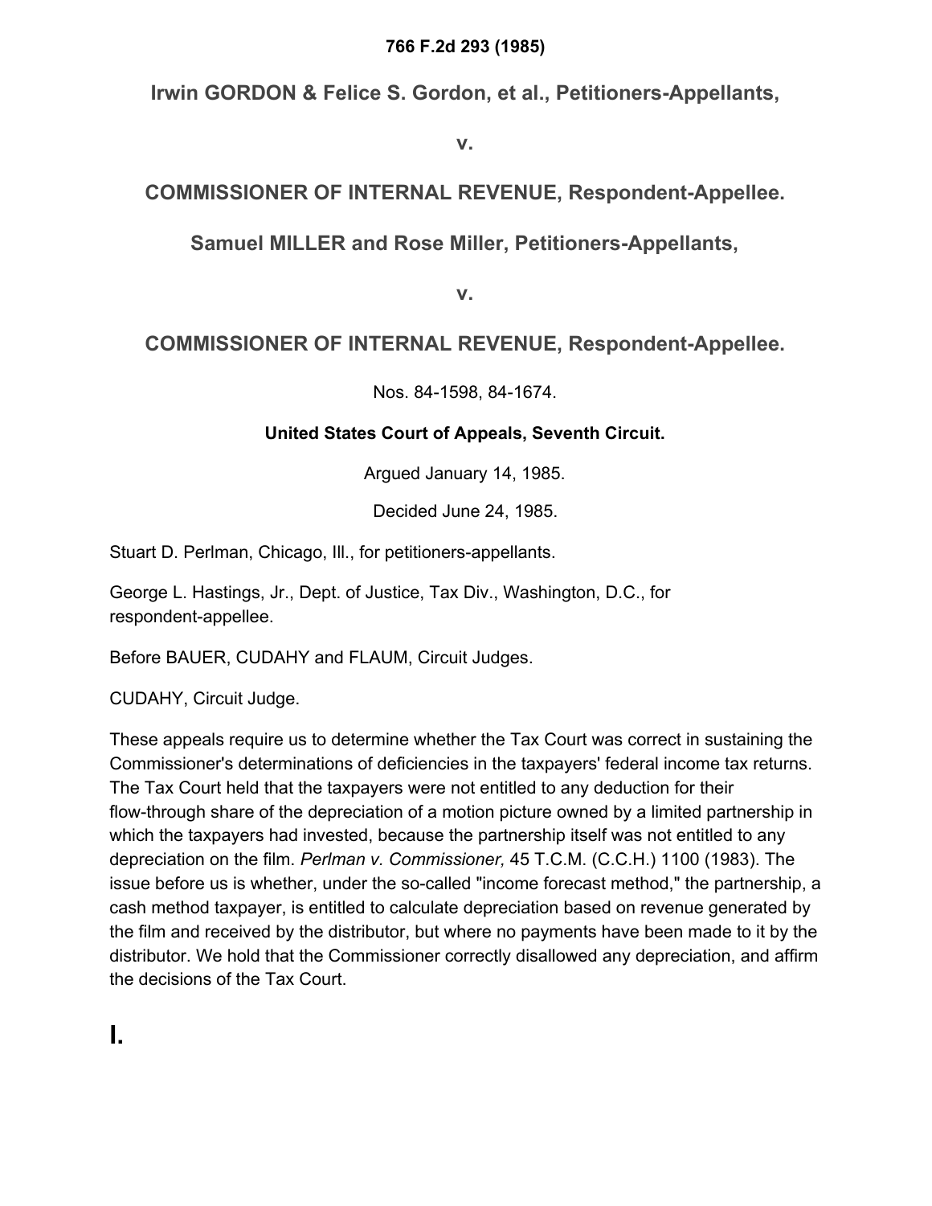**766 F.2d 293 (1985)**

## Irwin GORDON & Felice S. Gordon, et al., Petitioners-Appellants,

**v.**

## COMMISSIONER OF INTERNAL REVENUE, Respondent-Appellee.

## Samuel MILLER and Rose Miller, Petitioners-Appellants,

**v.**

## COMMISSIONER OF INTERNAL REVENUE, Respondent-Appellee.

Nos. 84-1598, 84-1674.

**United States Court of Appeals, Seventh Circuit.**

Argued January 14, 1985.

Decided June 24, 1985.

Stuart D. Perlman, Chicago, Ill., for petitioners-appellants.

George L. Hastings, Jr., Dept. of Justice, Tax Div., Washington, D.C., for respondent-appellee.

Before BAUER, CUDAHY and FLAUM, Circuit Judges.

CUDAHY, Circuit Judge.

These appeals require us to determine whether the Tax Court was correct in sustaining the Commissioner's determinations of deficiencies in the taxpayers' federal income tax returns. The Tax Court held that the taxpayers were not entitled to any deduction for their flow-through share of the depreciation of a motion picture owned by a limited partnership in which the taxpayers had invested, because the partnership itself was not entitled to any depreciation on the film. *Perlman v. Commissioner,* 45 T.C.M. (C.C.H.) 1100 (1983). The issue before us is whether, under the so-called "income forecast method," the partnership, a cash method taxpayer, is entitled to calculate depreciation based on revenue generated by the film and received by the distributor, but where no payments have been made to it by the distributor. We hold that the Commissioner correctly disallowed any depreciation, and affirm the decisions of the Tax Court.

# I.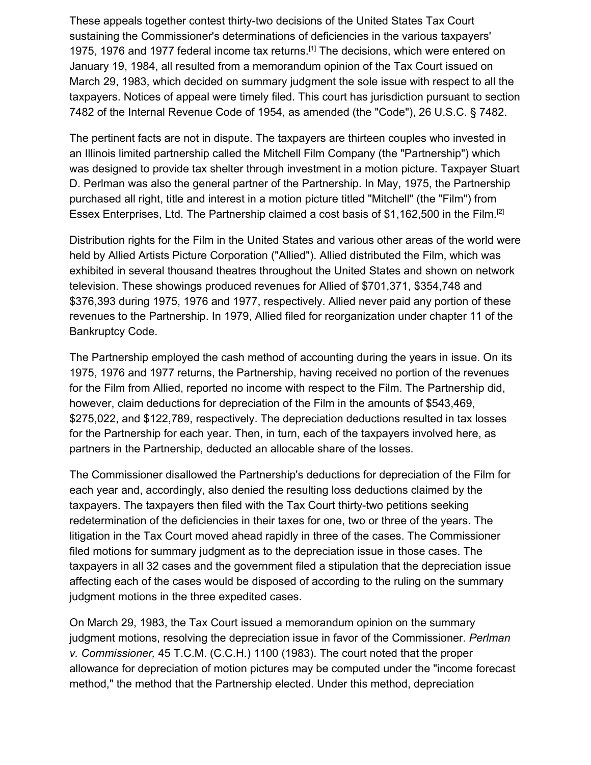These appeals together contest thirty-two decisions of the United States Tax Court sustaining the Commissioner's determinations of deficiencies in the various taxpayers' 1975, 1976 and 1977 federal income tax returns.[1] The decisions, which were entered on January 19, 1984, all resulted from a memorandum opinion of the Tax Court issued on March 29, 1983, which decided on summary judgment the sole issue with respect to all the taxpayers. Notices of appeal were timely filed. This court has jurisdiction pursuant to section 7482 of the Internal Revenue Code of 1954, as amended (the "Code"), 26 U.S.C. § 7482.

The pertinent facts are not in dispute. The taxpayers are thirteen couples who invested in an Illinois limited partnership called the Mitchell Film Company (the "Partnership") which was designed to provide tax shelter through investment in a motion picture. Taxpayer Stuart D. Perlman was also the general partner of the Partnership. In May, 1975, the Partnership purchased all right, title and interest in a motion picture titled "Mitchell" (the "Film") from Essex Enterprises, Ltd. The Partnership claimed a cost basis of $1,162,500 in the Film.[2]

Distribution rights for the Film in the United States and various other areas of the world were held by Allied Artists Picture Corporation ("Allied"). Allied distributed the Film, which was exhibited in several thousand theatres throughout the United States and shown on network television. These showings produced revenues for Allied of $701,371, $354,748 and $376,393 during 1975, 1976 and 1977, respectively. Allied never paid any portion of these revenues to the Partnership. In 1979, Allied filed for reorganization under chapter 11 of the Bankruptcy Code.

The Partnership employed the cash method of accounting during the years in issue. On its 1975, 1976 and 1977 returns, the Partnership, having received no portion of the revenues for the Film from Allied, reported no income with respect to the Film. The Partnership did, however, claim deductions for depreciation of the Film in the amounts of $543,469, $275,022, and $122,789, respectively. The depreciation deductions resulted in tax losses for the Partnership for each year. Then, in turn, each of the taxpayers involved here, as partners in the Partnership, deducted an allocable share of the losses.

The Commissioner disallowed the Partnership's deductions for depreciation of the Film for each year and, accordingly, also denied the resulting loss deductions claimed by the taxpayers. The taxpayers then filed with the Tax Court thirty-two petitions seeking redetermination of the deficiencies in their taxes for one, two or three of the years. The litigation in the Tax Court moved ahead rapidly in three of the cases. The Commissioner filed motions for summary judgment as to the depreciation issue in those cases. The taxpayers in all 32 cases and the government filed a stipulation that the depreciation issue affecting each of the cases would be disposed of according to the ruling on the summary judgment motions in the three expedited cases.

On March 29, 1983, the Tax Court issued a memorandum opinion on the summary judgment motions, resolving the depreciation issue in favor of the Commissioner. *Perlman v. Commissioner,* 45 T.C.M. (C.C.H.) 1100 (1983). The court noted that the proper allowance for depreciation of motion pictures may be computed under the "income forecast method," the method that the Partnership elected. Under this method, depreciation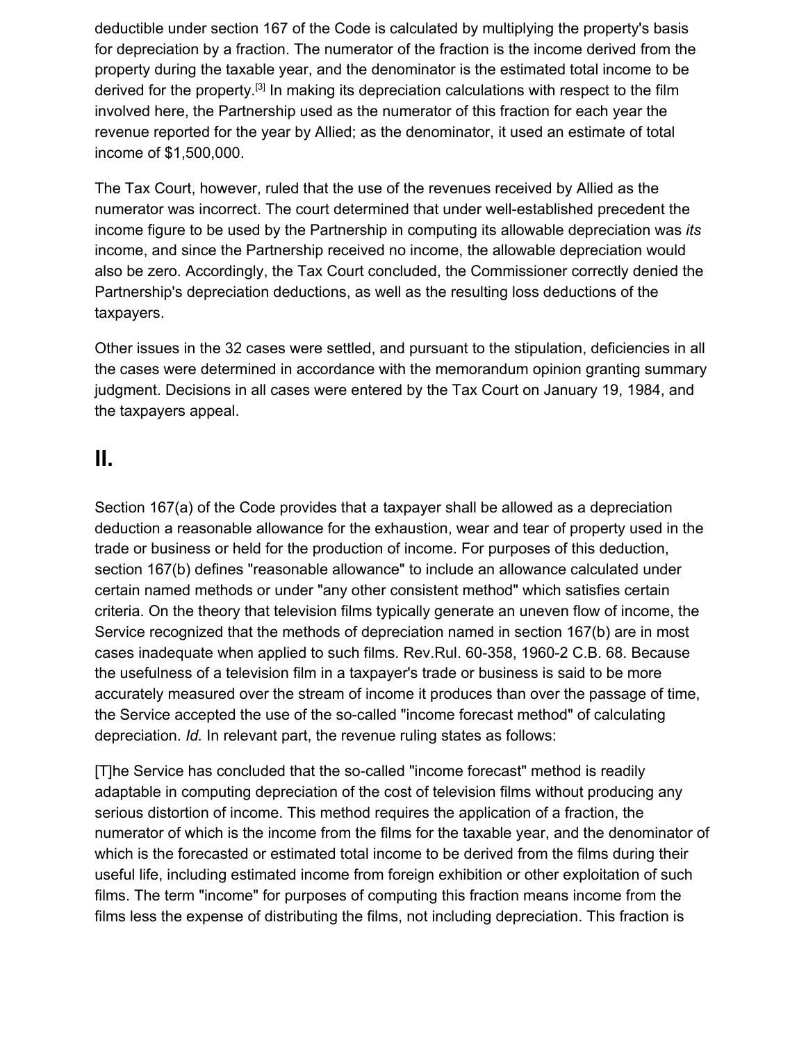deductible under section 167 of the Code is calculated by multiplying the property's basis for depreciation by a fraction. The numerator of the fraction is the income derived from the property during the taxable year, and the denominator is the estimated total income to be derived for the property.[3] In making its depreciation calculations with respect to the film involved here, the Partnership used as the numerator of this fraction for each year the revenue reported for the year by Allied; as the denominator, it used an estimate of total income of $1,500,000.

The Tax Court, however, ruled that the use of the revenues received by Allied as the numerator was incorrect. The court determined that under well-established precedent the income figure to be used by the Partnership in computing its allowable depreciation was *its* income, and since the Partnership received no income, the allowable depreciation would also be zero. Accordingly, the Tax Court concluded, the Commissioner correctly denied the Partnership's depreciation deductions, as well as the resulting loss deductions of the taxpayers.

Other issues in the 32 cases were settled, and pursuant to the stipulation, deficiencies in all the cases were determined in accordance with the memorandum opinion granting summary judgment. Decisions in all cases were entered by the Tax Court on January 19, 1984, and the taxpayers appeal.

## II.

Section 167(a) of the Code provides that a taxpayer shall be allowed as a depreciation deduction a reasonable allowance for the exhaustion, wear and tear of property used in the trade or business or held for the production of income. For purposes of this deduction, section 167(b) defines "reasonable allowance" to include an allowance calculated under certain named methods or under "any other consistent method" which satisfies certain criteria. On the theory that television films typically generate an uneven flow of income, the Service recognized that the methods of depreciation named in section 167(b) are in most cases inadequate when applied to such films. Rev.Rul. 60-358, 1960-2 C.B. 68. Because the usefulness of a television film in a taxpayer's trade or business is said to be more accurately measured over the stream of income it produces than over the passage of time, the Service accepted the use of the so-called "income forecast method" of calculating depreciation. *Id.* In relevant part, the revenue ruling states as follows:

[T]he Service has concluded that the so-called "income forecast" method is readily adaptable in computing depreciation of the cost of television films without producing any serious distortion of income. This method requires the application of a fraction, the numerator of which is the income from the films for the taxable year, and the denominator of which is the forecasted or estimated total income to be derived from the films during their useful life, including estimated income from foreign exhibition or other exploitation of such films. The term "income" for purposes of computing this fraction means income from the films less the expense of distributing the films, not including depreciation. This fraction is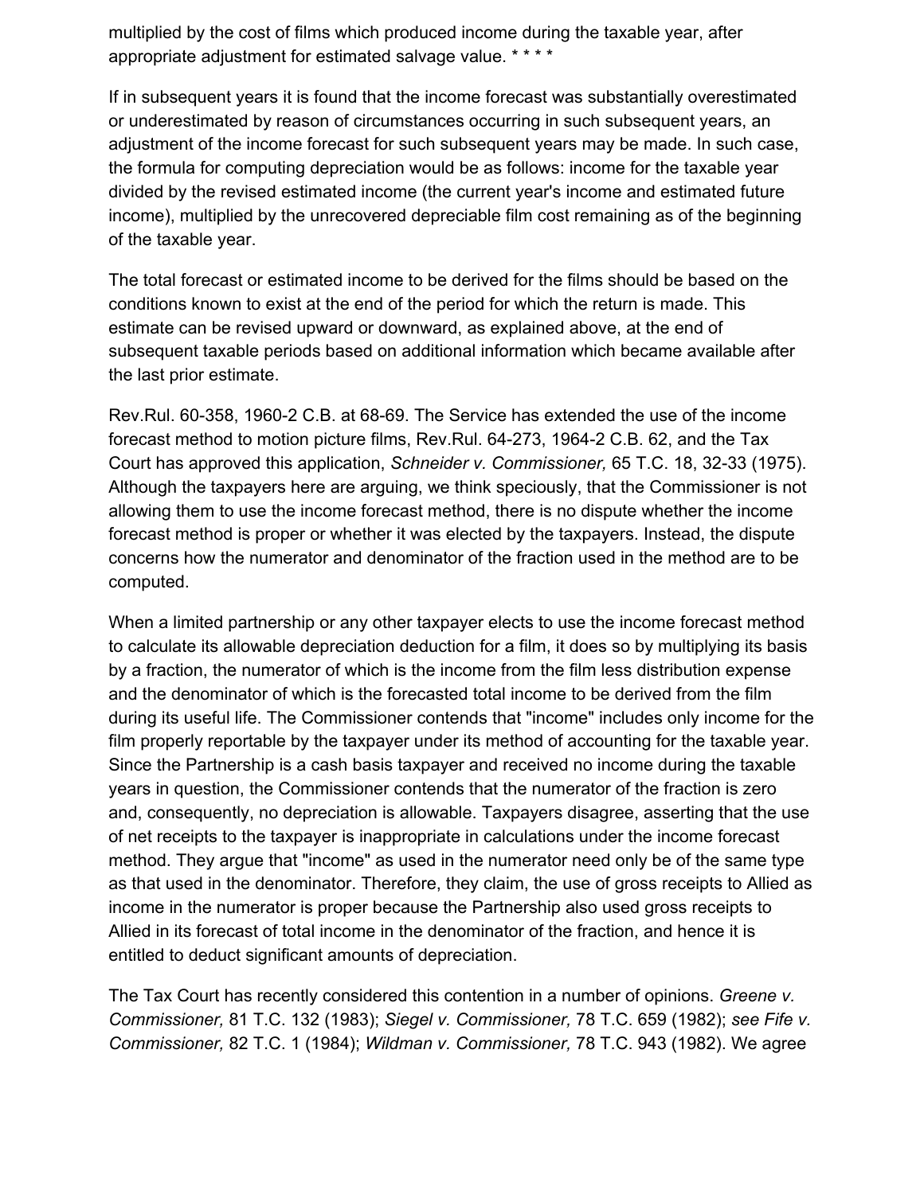multiplied by the cost of films which produced income during the taxable year, after appropriate adjustment for estimated salvage value. * * * *

If in subsequent years it is found that the income forecast was substantially overestimated or underestimated by reason of circumstances occurring in such subsequent years, an adjustment of the income forecast for such subsequent years may be made. In such case, the formula for computing depreciation would be as follows: income for the taxable year divided by the revised estimated income (the current year's income and estimated future income), multiplied by the unrecovered depreciable film cost remaining as of the beginning of the taxable year.

The total forecast or estimated income to be derived for the films should be based on the conditions known to exist at the end of the period for which the return is made. This estimate can be revised upward or downward, as explained above, at the end of subsequent taxable periods based on additional information which became available after the last prior estimate.

Rev.Rul. 60-358, 1960-2 C.B. at 68-69. The Service has extended the use of the income forecast method to motion picture films, Rev.Rul. 64-273, 1964-2 C.B. 62, and the Tax Court has approved this application, *Schneider v. Commissioner,* 65 T.C. 18, 32-33 (1975). Although the taxpayers here are arguing, we think speciously, that the Commissioner is not allowing them to use the income forecast method, there is no dispute whether the income forecast method is proper or whether it was elected by the taxpayers. Instead, the dispute concerns how the numerator and denominator of the fraction used in the method are to be computed.

When a limited partnership or any other taxpayer elects to use the income forecast method to calculate its allowable depreciation deduction for a film, it does so by multiplying its basis by a fraction, the numerator of which is the income from the film less distribution expense and the denominator of which is the forecasted total income to be derived from the film during its useful life. The Commissioner contends that "income" includes only income for the film properly reportable by the taxpayer under its method of accounting for the taxable year. Since the Partnership is a cash basis taxpayer and received no income during the taxable years in question, the Commissioner contends that the numerator of the fraction is zero and, consequently, no depreciation is allowable. Taxpayers disagree, asserting that the use of net receipts to the taxpayer is inappropriate in calculations under the income forecast method. They argue that "income" as used in the numerator need only be of the same type as that used in the denominator. Therefore, they claim, the use of gross receipts to Allied as income in the numerator is proper because the Partnership also used gross receipts to Allied in its forecast of total income in the denominator of the fraction, and hence it is entitled to deduct significant amounts of depreciation.

The Tax Court has recently considered this contention in a number of opinions. *Greene v. Commissioner,* 81 T.C. 132 (1983); *Siegel v. Commissioner,* 78 T.C. 659 (1982); *see Fife v. Commissioner,* 82 T.C. 1 (1984); *Wildman v. Commissioner,* 78 T.C. 943 (1982). We agree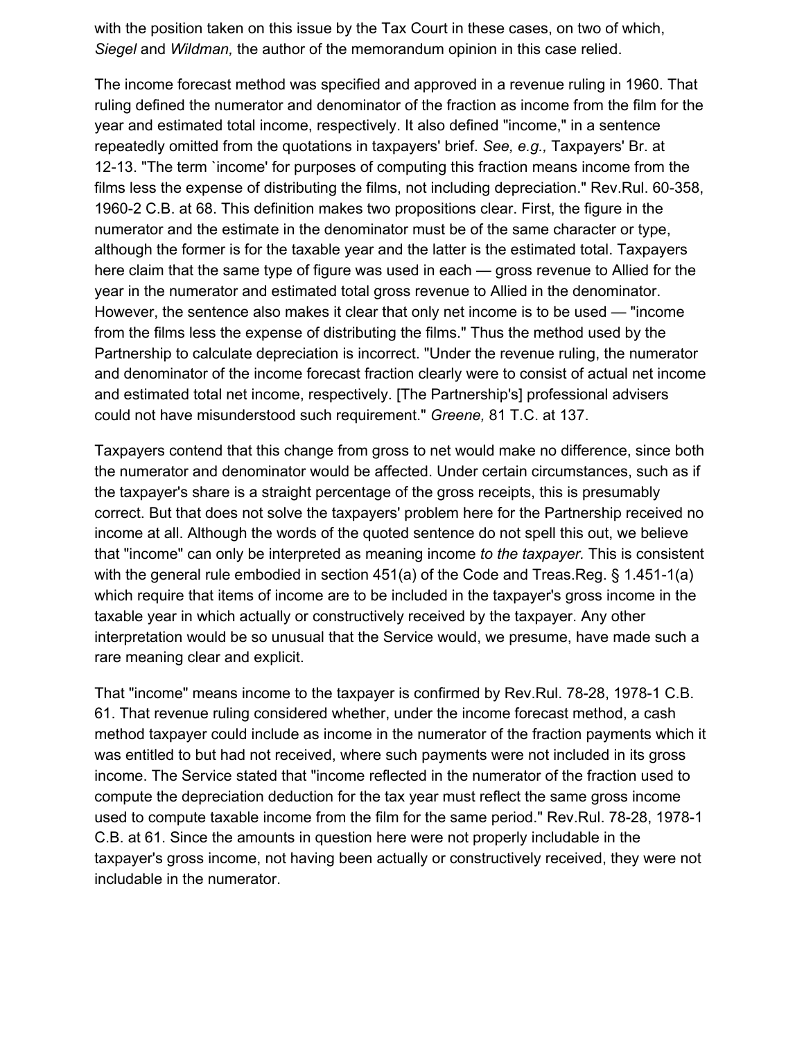with the position taken on this issue by the Tax Court in these cases, on two of which, *Siegel* and *Wildman,* the author of the memorandum opinion in this case relied.

The income forecast method was specified and approved in a revenue ruling in 1960. That ruling defined the numerator and denominator of the fraction as income from the film for the year and estimated total income, respectively. It also defined "income," in a sentence repeatedly omitted from the quotations in taxpayers' brief. *See, e.g.,* Taxpayers' Br. at 12-13. "The term `income' for purposes of computing this fraction means income from the films less the expense of distributing the films, not including depreciation." Rev.Rul. 60-358, 1960-2 C.B. at 68. This definition makes two propositions clear. First, the figure in the numerator and the estimate in the denominator must be of the same character or type, although the former is for the taxable year and the latter is the estimated total. Taxpayers here claim that the same type of figure was used in each — gross revenue to Allied for the year in the numerator and estimated total gross revenue to Allied in the denominator. However, the sentence also makes it clear that only net income is to be used — "income from the films less the expense of distributing the films." Thus the method used by the Partnership to calculate depreciation is incorrect. "Under the revenue ruling, the numerator and denominator of the income forecast fraction clearly were to consist of actual net income and estimated total net income, respectively. [The Partnership's] professional advisers could not have misunderstood such requirement." *Greene,* 81 T.C. at 137.

Taxpayers contend that this change from gross to net would make no difference, since both the numerator and denominator would be affected. Under certain circumstances, such as if the taxpayer's share is a straight percentage of the gross receipts, this is presumably correct. But that does not solve the taxpayers' problem here for the Partnership received no income at all. Although the words of the quoted sentence do not spell this out, we believe that "income" can only be interpreted as meaning income *to the taxpayer.* This is consistent with the general rule embodied in section 451(a) of the Code and Treas.Reg. § 1.451-1(a) which require that items of income are to be included in the taxpayer's gross income in the taxable year in which actually or constructively received by the taxpayer. Any other interpretation would be so unusual that the Service would, we presume, have made such a rare meaning clear and explicit.

That "income" means income to the taxpayer is confirmed by Rev.Rul. 78-28, 1978-1 C.B. 61. That revenue ruling considered whether, under the income forecast method, a cash method taxpayer could include as income in the numerator of the fraction payments which it was entitled to but had not received, where such payments were not included in its gross income. The Service stated that "income reflected in the numerator of the fraction used to compute the depreciation deduction for the tax year must reflect the same gross income used to compute taxable income from the film for the same period." Rev.Rul. 78-28, 1978-1 C.B. at 61. Since the amounts in question here were not properly includable in the taxpayer's gross income, not having been actually or constructively received, they were not includable in the numerator.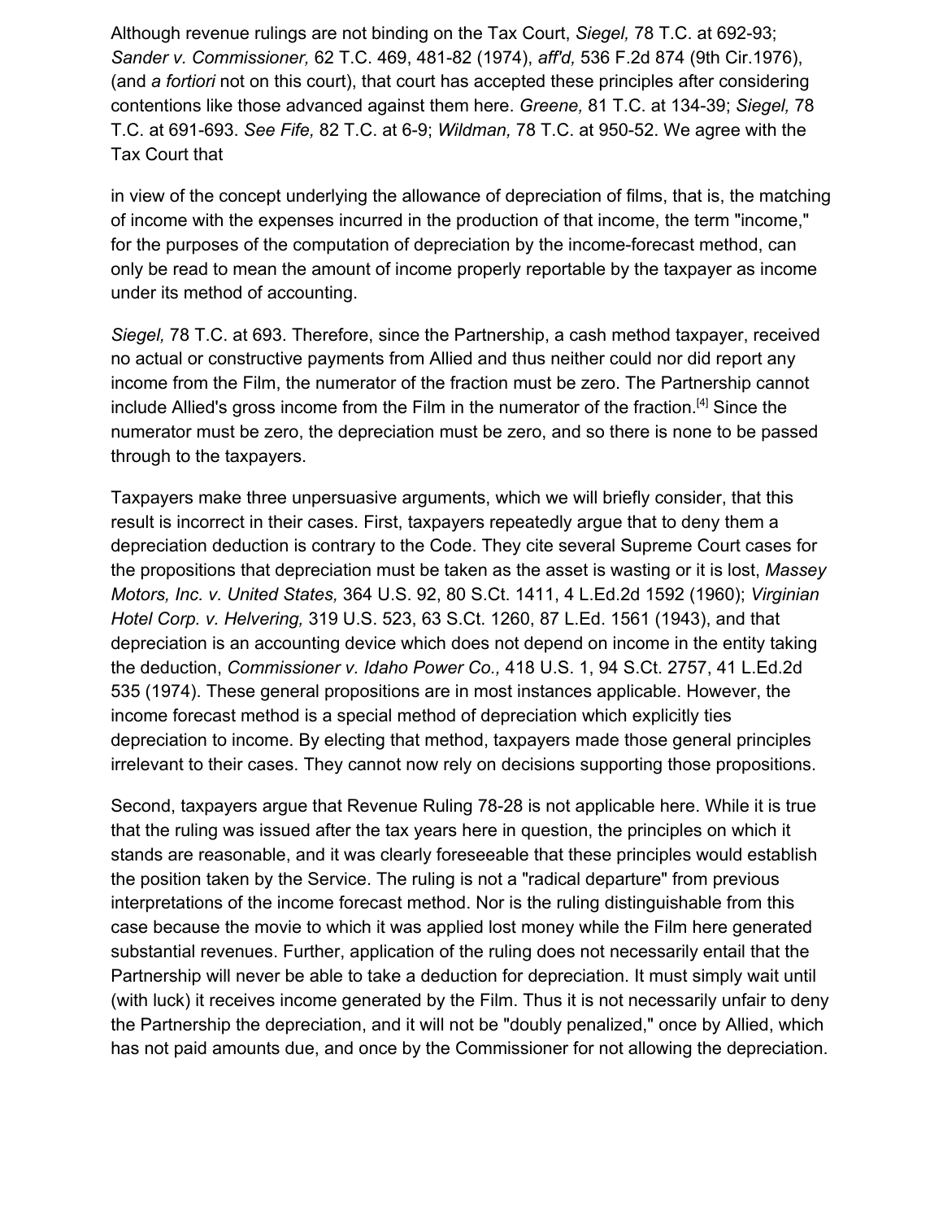Although revenue rulings are not binding on the Tax Court, *Siegel,* 78 T.C. at 692-93; *Sander v. Commissioner,* 62 T.C. 469, 481-82 (1974), *aff'd,* 536 F.2d 874 (9th Cir.1976), (and *a fortiori* not on this court), that court has accepted these principles after considering contentions like those advanced against them here. *Greene,* 81 T.C. at 134-39; *Siegel,* 78 T.C. at 691-693. *See Fife,* 82 T.C. at 6-9; *Wildman,* 78 T.C. at 950-52. We agree with the Tax Court that

> in view of the concept underlying the allowance of depreciation of films, that is, the matching of income with the expenses incurred in the production of that income, the term "income," for the purposes of the computation of depreciation by the income-forecast method, can only be read to mean the amount of income properly reportable by the taxpayer as income under its method of accounting.

*Siegel,* 78 T.C. at 693. Therefore, since the Partnership, a cash method taxpayer, received no actual or constructive payments from Allied and thus neither could nor did report any income from the Film, the numerator of the fraction must be zero. The Partnership cannot include Allied's gross income from the Film in the numerator of the fraction.[4] Since the numerator must be zero, the depreciation must be zero, and so there is none to be passed through to the taxpayers.

Taxpayers make three unpersuasive arguments, which we will briefly consider, that this result is incorrect in their cases. First, taxpayers repeatedly argue that to deny them a depreciation deduction is contrary to the Code. They cite several Supreme Court cases for the propositions that depreciation must be taken as the asset is wasting or it is lost, *Massey Motors, Inc. v. United States,* 364 U.S. 92, 80 S.Ct. 1411, 4 L.Ed.2d 1592 (1960); *Virginian Hotel Corp. v. Helvering,* 319 U.S. 523, 63 S.Ct. 1260, 87 L.Ed. 1561 (1943), and that depreciation is an accounting device which does not depend on income in the entity taking the deduction, *Commissioner v. Idaho Power Co.,* 418 U.S. 1, 94 S.Ct. 2757, 41 L.Ed.2d 535 (1974). These general propositions are in most instances applicable. However, the income forecast method is a special method of depreciation which explicitly ties depreciation to income. By electing that method, taxpayers made those general principles irrelevant to their cases. They cannot now rely on decisions supporting those propositions.

Second, taxpayers argue that Revenue Ruling 78-28 is not applicable here. While it is true that the ruling was issued after the tax years here in question, the principles on which it stands are reasonable, and it was clearly foreseeable that these principles would establish the position taken by the Service. The ruling is not a "radical departure" from previous interpretations of the income forecast method. Nor is the ruling distinguishable from this case because the movie to which it was applied lost money while the Film here generated substantial revenues. Further, application of the ruling does not necessarily entail that the Partnership will never be able to take a deduction for depreciation. It must simply wait until (with luck) it receives income generated by the Film. Thus it is not necessarily unfair to deny the Partnership the depreciation, and it will not be "doubly penalized," once by Allied, which has not paid amounts due, and once by the Commissioner for not allowing the depreciation.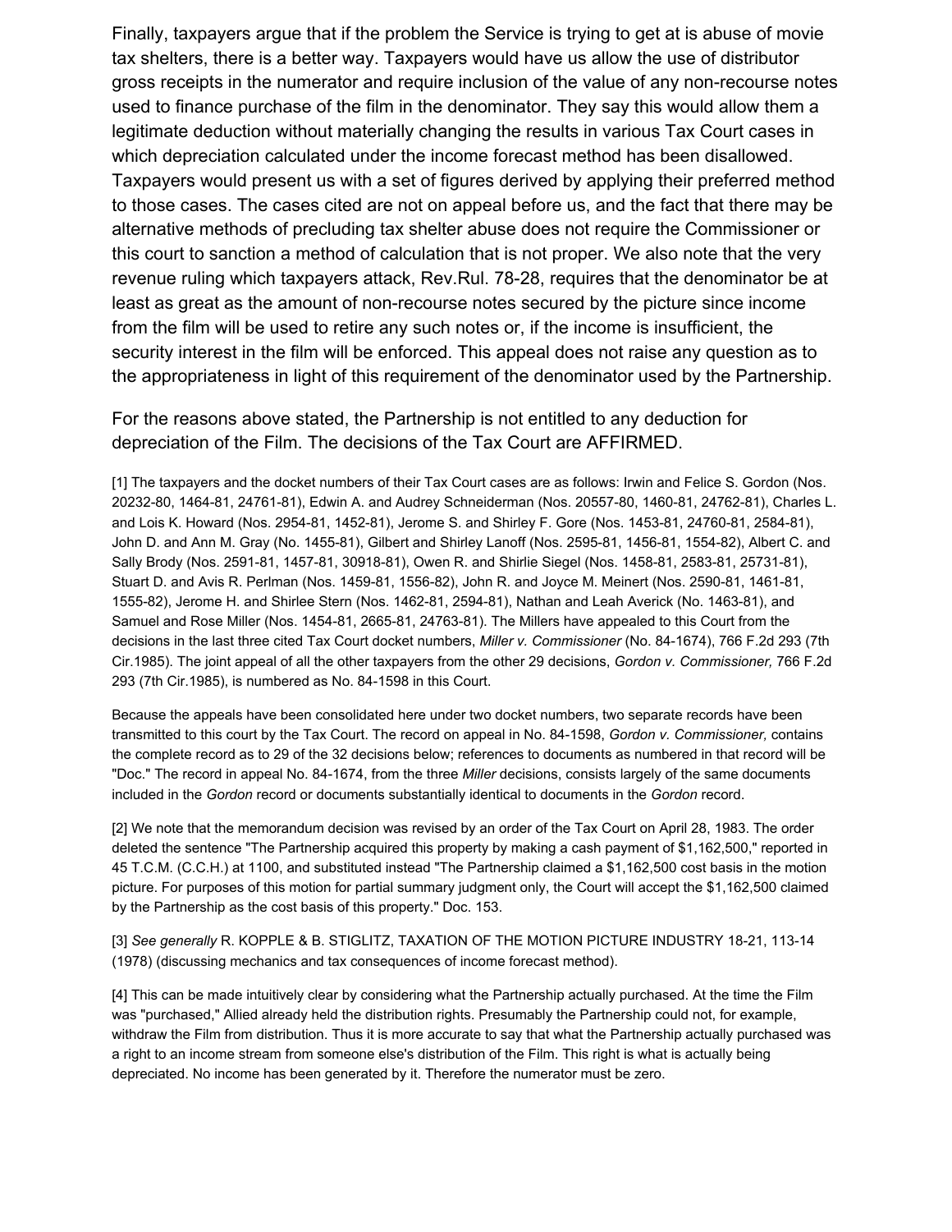Finally, taxpayers argue that if the problem the Service is trying to get at is abuse of movie tax shelters, there is a better way. Taxpayers would have us allow the use of distributor gross receipts in the numerator and require inclusion of the value of any non-recourse notes used to finance purchase of the film in the denominator. They say this would allow them a legitimate deduction without materially changing the results in various Tax Court cases in which depreciation calculated under the income forecast method has been disallowed. Taxpayers would present us with a set of figures derived by applying their preferred method to those cases. The cases cited are not on appeal before us, and the fact that there may be alternative methods of precluding tax shelter abuse does not require the Commissioner or this court to sanction a method of calculation that is not proper. We also note that the very revenue ruling which taxpayers attack, Rev.Rul. 78-28, requires that the denominator be at least as great as the amount of non-recourse notes secured by the picture since income from the film will be used to retire any such notes or, if the income is insufficient, the security interest in the film will be enforced. This appeal does not raise any question as to the appropriateness in light of this requirement of the denominator used by the Partnership.

For the reasons above stated, the Partnership is not entitled to any deduction for depreciation of the Film. The decisions of the Tax Court are AFFIRMED.

[1] The taxpayers and the docket numbers of their Tax Court cases are as follows: Irwin and Felice S. Gordon (Nos. 20232-80, 1464-81, 24761-81), Edwin A. and Audrey Schneiderman (Nos. 20557-80, 1460-81, 24762-81), Charles L. and Lois K. Howard (Nos. 2954-81, 1452-81), Jerome S. and Shirley F. Gore (Nos. 1453-81, 24760-81, 2584-81), John D. and Ann M. Gray (No. 1455-81), Gilbert and Shirley Lanoff (Nos. 2595-81, 1456-81, 1554-82), Albert C. and Sally Brody (Nos. 2591-81, 1457-81, 30918-81), Owen R. and Shirlie Siegel (Nos. 1458-81, 2583-81, 25731-81), Stuart D. and Avis R. Perlman (Nos. 1459-81, 1556-82), John R. and Joyce M. Meinert (Nos. 2590-81, 1461-81, 1555-82), Jerome H. and Shirlee Stern (Nos. 1462-81, 2594-81), Nathan and Leah Averick (No. 1463-81), and Samuel and Rose Miller (Nos. 1454-81, 2665-81, 24763-81). The Millers have appealed to this Court from the decisions in the last three cited Tax Court docket numbers, *Miller v. Commissioner* (No. 84-1674), 766 F.2d 293 (7th Cir.1985). The joint appeal of all the other taxpayers from the other 29 decisions, *Gordon v. Commissioner,* 766 F.2d 293 (7th Cir.1985), is numbered as No. 84-1598 in this Court.

Because the appeals have been consolidated here under two docket numbers, two separate records have been transmitted to this court by the Tax Court. The record on appeal in No. 84-1598, *Gordon v. Commissioner,* contains the complete record as to 29 of the 32 decisions below; references to documents as numbered in that record will be "Doc." The record in appeal No. 84-1674, from the three *Miller* decisions, consists largely of the same documents included in the *Gordon* record or documents substantially identical to documents in the *Gordon* record.

[2] We note that the memorandum decision was revised by an order of the Tax Court on April 28, 1983. The order deleted the sentence "The Partnership acquired this property by making a cash payment of $1,162,500," reported in 45 T.C.M. (C.C.H.) at 1100, and substituted instead "The Partnership claimed a $1,162,500 cost basis in the motion picture. For purposes of this motion for partial summary judgment only, the Court will accept the $1,162,500 claimed by the Partnership as the cost basis of this property." Doc. 153.

[3] *See generally* R. KOPPLE & B. STIGLITZ, TAXATION OF THE MOTION PICTURE INDUSTRY 18-21, 113-14 (1978) (discussing mechanics and tax consequences of income forecast method).

[4] This can be made intuitively clear by considering what the Partnership actually purchased. At the time the Film was "purchased," Allied already held the distribution rights. Presumably the Partnership could not, for example, withdraw the Film from distribution. Thus it is more accurate to say that what the Partnership actually purchased was a right to an income stream from someone else's distribution of the Film. This right is what is actually being depreciated. No income has been generated by it. Therefore the numerator must be zero.